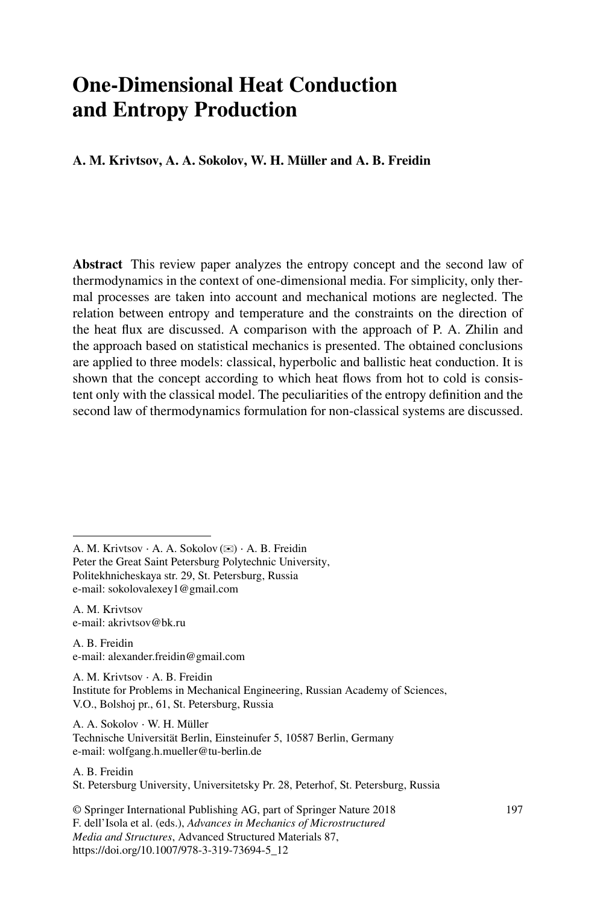# One-Dimensional Heat Conduction and Entropy Production

**A. M. Krivtsov, A. A. Sokolov, W. H. Müller and A. B. Freidin**

**Abstract** This review paper analyzes the entropy concept and the second law of thermodynamics in the context of one-dimensional media. For simplicity, only thermal processes are taken into account and mechanical motions are neglected. The relation between entropy and temperature and the constraints on the direction of the heat flux are discussed. A comparison with the approach of P. A. Zhilin and the approach based on statistical mechanics is presented. The obtained conclusions are applied to three models: classical, hyperbolic and ballistic heat conduction. It is shown that the concept according to which heat flows from hot to cold is consistent only with the classical model. The peculiarities of the entropy definition and the second law of thermodynamics formulation for non-classical systems are discussed.

---

A. M. Krivtsov · A. A. Sokolov (✉) · A. B. Freidin
Peter the Great Saint Petersburg Polytechnic University,
Politekhnicheskaya str. 29, St. Petersburg, Russia
e-mail: sokolovalexey1@gmail.com

A. M. Krivtsov
e-mail: akrivtsov@bk.ru

A. B. Freidin
e-mail: alexander.freidin@gmail.com

A. M. Krivtsov · A. B. Freidin
Institute for Problems in Mechanical Engineering, Russian Academy of Sciences,
V.O., Bolshoj pr., 61, St. Petersburg, Russia

A. A. Sokolov · W. H. Müller
Technische Universität Berlin, Einsteinufer 5, 10587 Berlin, Germany
e-mail: wolfgang.h.mueller@tu-berlin.de

A. B. Freidin
St. Petersburg University, Universitetsky Pr. 28, Peterhof, St. Petersburg, Russia

© Springer International Publishing AG, part of Springer Nature 2018
F. dell'Isola et al. (eds.), *Advances in Mechanics of Microstructured Media and Structures*, Advanced Structured Materials 87,
https://doi.org/10.1007/978-3-319-73694-5_12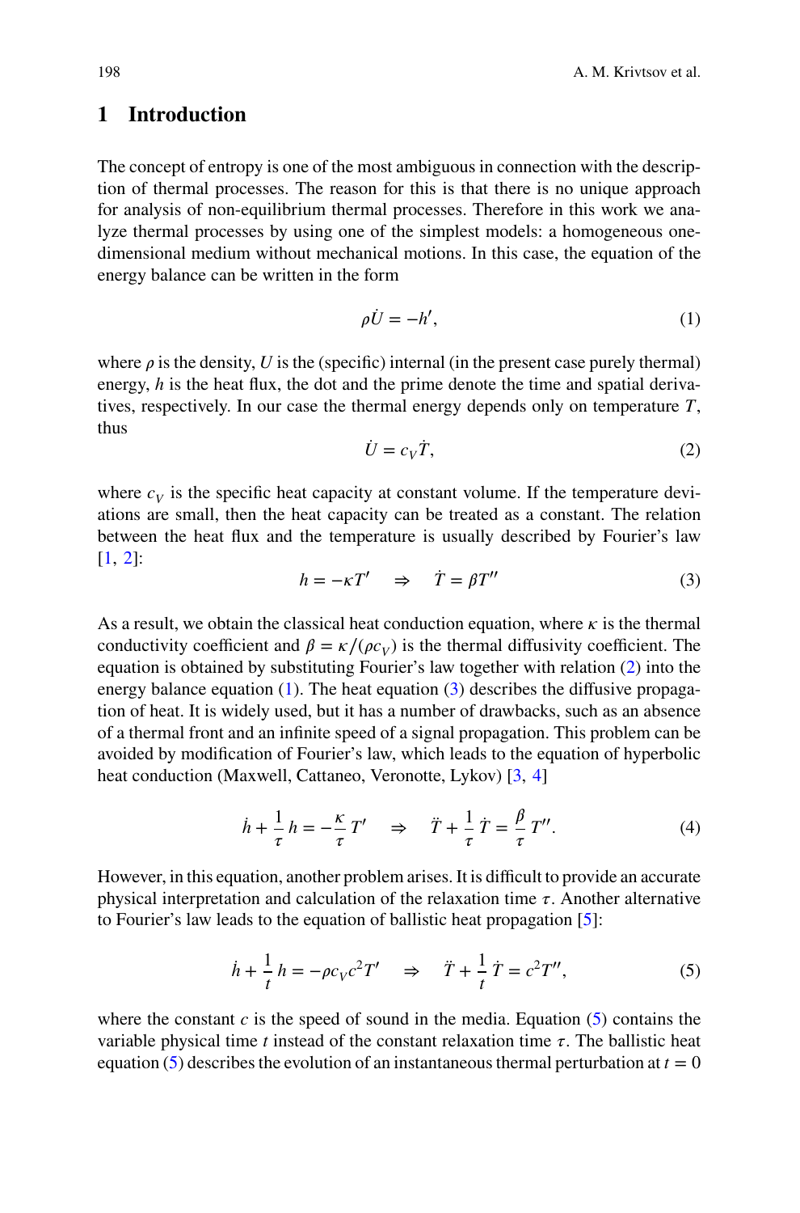## 1 Introduction

The concept of entropy is one of the most ambiguous in connection with the description of thermal processes. The reason for this is that there is no unique approach for analysis of non-equilibrium thermal processes. Therefore in this work we analyze thermal processes by using one of the simplest models: a homogeneous one-dimensional medium without mechanical motions. In this case, the equation of the energy balance can be written in the form

$$\rho \dot{U} = -h', \tag{1}$$

where $\rho$ is the density, $U$ is the (specific) internal (in the present case purely thermal) energy, $h$ is the heat flux, the dot and the prime denote the time and spatial derivatives, respectively. In our case the thermal energy depends only on temperature $T$, thus

$$\dot{U} = c_V \dot{T}, \tag{2}$$

where $c_V$ is the specific heat capacity at constant volume. If the temperature deviations are small, then the heat capacity can be treated as a constant. The relation between the heat flux and the temperature is usually described by Fourier's law [1, 2]:

$$h = -\kappa T' \quad \Rightarrow \quad \dot{T} = \beta T'' \tag{3}$$

As a result, we obtain the classical heat conduction equation, where $\kappa$ is the thermal conductivity coefficient and $\beta = \kappa/(\rho c_V)$ is the thermal diffusivity coefficient. The equation is obtained by substituting Fourier's law together with relation (2) into the energy balance equation (1). The heat equation (3) describes the diffusive propagation of heat. It is widely used, but it has a number of drawbacks, such as an absence of a thermal front and an infinite speed of a signal propagation. This problem can be avoided by modification of Fourier's law, which leads to the equation of hyperbolic heat conduction (Maxwell, Cattaneo, Veronotte, Lykov) [3, 4]

$$\dot{h} + \frac{1}{\tau} h = -\frac{\kappa}{\tau} T' \quad \Rightarrow \quad \ddot{T} + \frac{1}{\tau} \dot{T} = \frac{\beta}{\tau} T''. \tag{4}$$

However, in this equation, another problem arises. It is difficult to provide an accurate physical interpretation and calculation of the relaxation time $\tau$. Another alternative to Fourier's law leads to the equation of ballistic heat propagation [5]:

$$\dot{h} + \frac{1}{t} h = -\rho c_V c^2 T' \quad \Rightarrow \quad \ddot{T} + \frac{1}{t} \dot{T} = c^2 T'', \tag{5}$$

where the constant $c$ is the speed of sound in the media. Equation (5) contains the variable physical time $t$ instead of the constant relaxation time $\tau$. The ballistic heat equation (5) describes the evolution of an instantaneous thermal perturbation at $t = 0$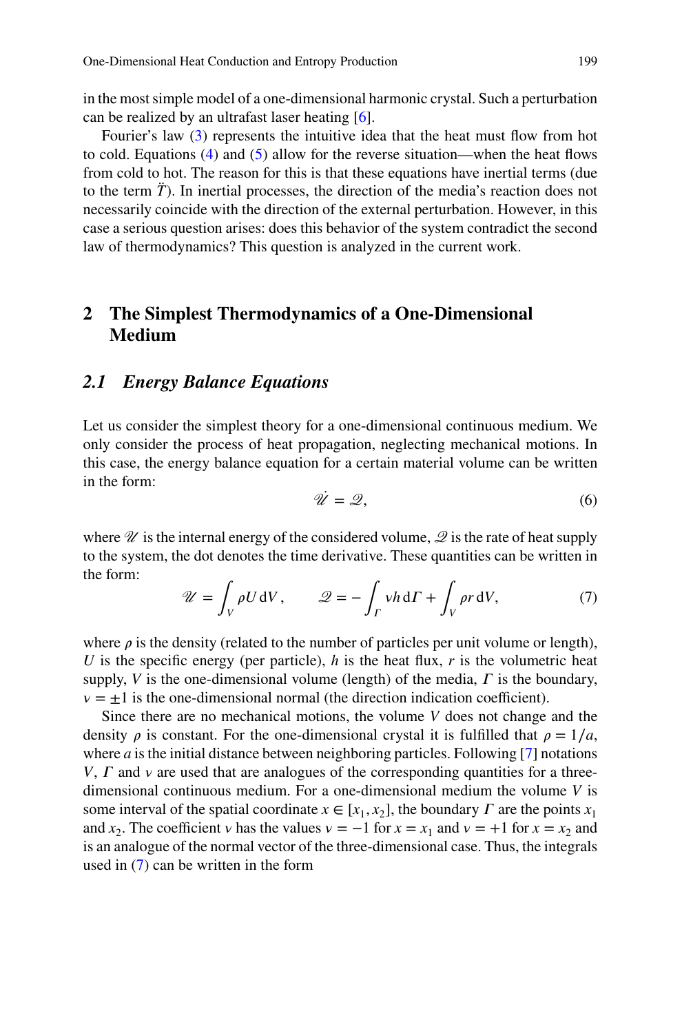in the most simple model of a one-dimensional harmonic crystal. Such a perturbation can be realized by an ultrafast laser heating [6].

Fourier's law (3) represents the intuitive idea that the heat must flow from hot to cold. Equations (4) and (5) allow for the reverse situation—when the heat flows from cold to hot. The reason for this is that these equations have inertial terms (due to the term $\ddot{T}$). In inertial processes, the direction of the media's reaction does not necessarily coincide with the direction of the external perturbation. However, in this case a serious question arises: does this behavior of the system contradict the second law of thermodynamics? This question is analyzed in the current work.

## 2 The Simplest Thermodynamics of a One-Dimensional Medium

### 2.1 Energy Balance Equations

Let us consider the simplest theory for a one-dimensional continuous medium. We only consider the process of heat propagation, neglecting mechanical motions. In this case, the energy balance equation for a certain material volume can be written in the form:

$$\dot{\mathscr{U}} = \mathscr{Q}, \tag{6}$$

where $\mathscr{U}$ is the internal energy of the considered volume, $\mathscr{Q}$ is the rate of heat supply to the system, the dot denotes the time derivative. These quantities can be written in the form:

$$\mathscr{U} = \int_V \rho U \, \mathrm{d}V, \qquad \mathscr{Q} = -\int_\Gamma \nu h \, \mathrm{d}\Gamma + \int_V \rho r \, \mathrm{d}V, \tag{7}$$

where $\rho$ is the density (related to the number of particles per unit volume or length), $U$ is the specific energy (per particle), $h$ is the heat flux, $r$ is the volumetric heat supply, $V$ is the one-dimensional volume (length) of the media, $\Gamma$ is the boundary, $\nu = \pm 1$ is the one-dimensional normal (the direction indication coefficient).

Since there are no mechanical motions, the volume $V$ does not change and the density $\rho$ is constant. For the one-dimensional crystal it is fulfilled that $\rho = 1/a$, where $a$ is the initial distance between neighboring particles. Following [7] notations $V$, $\Gamma$ and $\nu$ are used that are analogues of the corresponding quantities for a three-dimensional continuous medium. For a one-dimensional medium the volume $V$ is some interval of the spatial coordinate $x \in [x_1, x_2]$, the boundary $\Gamma$ are the points $x_1$ and $x_2$. The coefficient $\nu$ has the values $\nu = -1$ for $x = x_1$ and $\nu = +1$ for $x = x_2$ and is an analogue of the normal vector of the three-dimensional case. Thus, the integrals used in (7) can be written in the form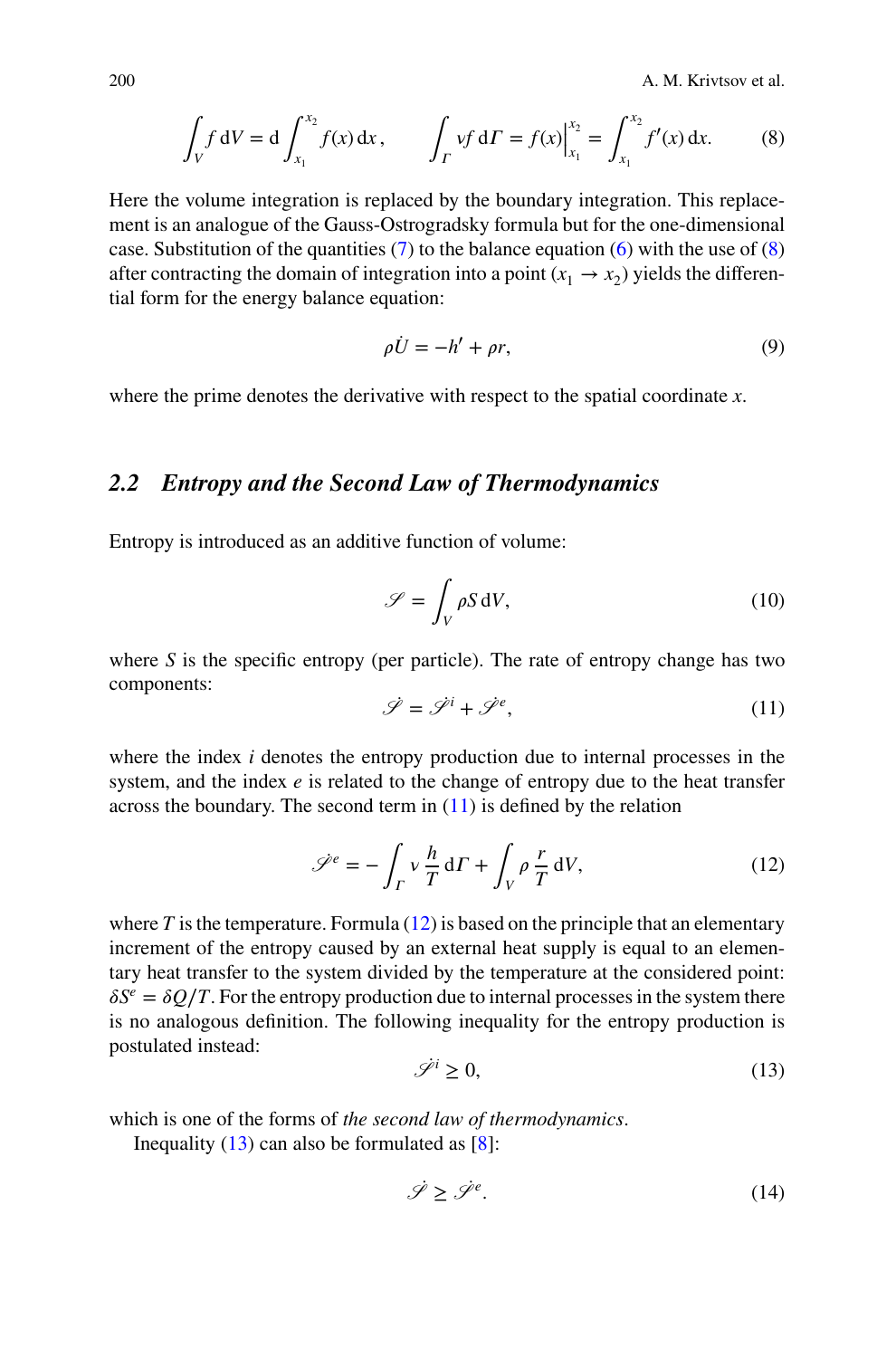$$\int_V f \, \mathrm{d}V = \mathrm{d} \int_{x_1}^{x_2} f(x) \, \mathrm{d}x, \qquad \int_\Gamma \nu f \, \mathrm{d}\Gamma = f(x)\Big|_{x_1}^{x_2} = \int_{x_1}^{x_2} f'(x) \, \mathrm{d}x. \tag{8}$$

Here the volume integration is replaced by the boundary integration. This replacement is an analogue of the Gauss-Ostrogradsky formula but for the one-dimensional case. Substitution of the quantities (7) to the balance equation (6) with the use of (8) after contracting the domain of integration into a point ($x_1 \to x_2$) yields the differential form for the energy balance equation:

$$\rho \dot{U} = -h' + \rho r, \tag{9}$$

where the prime denotes the derivative with respect to the spatial coordinate $x$.

## 2.2 Entropy and the Second Law of Thermodynamics

Entropy is introduced as an additive function of volume:

$$\mathscr{S} = \int_V \rho S \, \mathrm{d}V, \tag{10}$$

where $S$ is the specific entropy (per particle). The rate of entropy change has two components:

$$\dot{\mathscr{S}} = \dot{\mathscr{S}}^i + \dot{\mathscr{S}}^e, \tag{11}$$

where the index $i$ denotes the entropy production due to internal processes in the system, and the index $e$ is related to the change of entropy due to the heat transfer across the boundary. The second term in (11) is defined by the relation

$$\dot{\mathscr{S}}^e = -\int_\Gamma \nu \, \frac{h}{T} \, \mathrm{d}\Gamma + \int_V \rho \, \frac{r}{T} \, \mathrm{d}V, \tag{12}$$

where $T$ is the temperature. Formula (12) is based on the principle that an elementary increment of the entropy caused by an external heat supply is equal to an elementary heat transfer to the system divided by the temperature at the considered point: $\delta S^e = \delta Q / T$. For the entropy production due to internal processes in the system there is no analogous definition. The following inequality for the entropy production is postulated instead:

$$\dot{\mathscr{S}}^i \geq 0, \tag{13}$$

which is one of the forms of *the second law of thermodynamics*.

Inequality (13) can also be formulated as [8]:

$$\dot{\mathscr{S}} \geq \dot{\mathscr{S}}^e. \tag{14}$$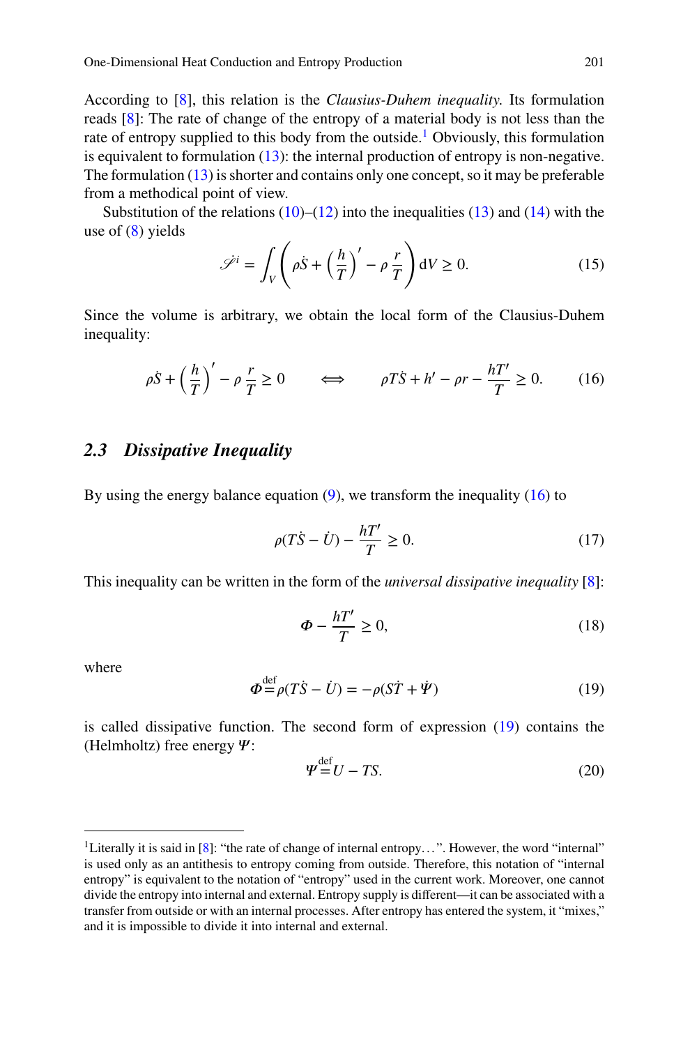According to [8], this relation is the *Clausius-Duhem inequality*. Its formulation reads [8]: The rate of change of the entropy of a material body is not less than the rate of entropy supplied to this body from the outside.[1] Obviously, this formulation is equivalent to formulation (13): the internal production of entropy is non-negative. The formulation (13) is shorter and contains only one concept, so it may be preferable from a methodical point of view.

Substitution of the relations (10)–(12) into the inequalities (13) and (14) with the use of (8) yields

$$\dot{\mathscr{S}}^i = \int_V \left( \rho \dot{S} + \left( \frac{h}{T} \right)' - \rho \, \frac{r}{T} \right) \mathrm{d}V \geq 0. \tag{15}$$

Since the volume is arbitrary, we obtain the local form of the Clausius-Duhem inequality:

$$\rho \dot{S} + \left( \frac{h}{T} \right)' - \rho \, \frac{r}{T} \geq 0 \qquad \Longleftrightarrow \qquad \rho T \dot{S} + h' - \rho r - \frac{h T'}{T} \geq 0. \tag{16}$$

### 2.3 Dissipative Inequality

By using the energy balance equation (9), we transform the inequality (16) to

$$\rho (T \dot{S} - \dot{U}) - \frac{h T'}{T} \geq 0. \tag{17}$$

This inequality can be written in the form of the *universal dissipative inequality* [8]:

$$\boldsymbol{\Phi} - \frac{h T'}{T} \geq 0, \tag{18}$$

where

$$\boldsymbol{\Phi} \stackrel{\text{def}}{=} \rho (T \dot{S} - \dot{U}) = -\rho (S \dot{T} + \dot{\Psi}) \tag{19}$$

is called dissipative function. The second form of expression (19) contains the (Helmholtz) free energy $\boldsymbol{\Psi}$:

$$\boldsymbol{\Psi} \stackrel{\text{def}}{=} U - TS. \tag{20}$$

---

[1] Literally it is said in [8]: "the rate of change of internal entropy…". However, the word "internal" is used only as an antithesis to entropy coming from outside. Therefore, this notation of "internal entropy" is equivalent to the notation of "entropy" used in the current work. Moreover, one cannot divide the entropy into internal and external. Entropy supply is different—it can be associated with a transfer from outside or with an internal processes. After entropy has entered the system, it "mixes," and it is impossible to divide it into internal and external.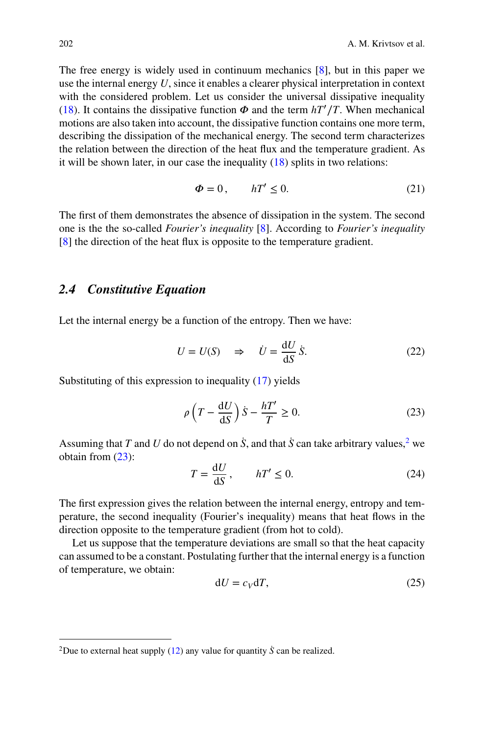The free energy is widely used in continuum mechanics [8], but in this paper we use the internal energy $U$, since it enables a clearer physical interpretation in context with the considered problem. Let us consider the universal dissipative inequality (18). It contains the dissipative function $\boldsymbol{\Phi}$ and the term $hT'/T$. When mechanical motions are also taken into account, the dissipative function contains one more term, describing the dissipation of the mechanical energy. The second term characterizes the relation between the direction of the heat flux and the temperature gradient. As it will be shown later, in our case the inequality (18) splits in two relations:

$$\boldsymbol{\Phi} = 0\,, \qquad hT' \leq 0. \tag{21}$$

The first of them demonstrates the absence of dissipation in the system. The second one is the the so-called *Fourier's inequality* [8]. According to *Fourier's inequality* [8] the direction of the heat flux is opposite to the temperature gradient.

### 2.4 Constitutive Equation

Let the internal energy be a function of the entropy. Then we have:

$$U = U(S) \quad \Rightarrow \quad \dot{U} = \frac{\mathrm{d}U}{\mathrm{d}S}\,\dot{S}. \tag{22}$$

Substituting of this expression to inequality (17) yields

$$\rho\left(T - \frac{\mathrm{d}U}{\mathrm{d}S}\right)\dot{S} - \frac{hT'}{T} \geq 0. \tag{23}$$

Assuming that $T$ and $U$ do not depend on $\dot{S}$, and that $\dot{S}$ can take arbitrary values,[2] we obtain from (23):

$$T = \frac{\mathrm{d}U}{\mathrm{d}S}\,, \qquad hT' \leq 0. \tag{24}$$

The first expression gives the relation between the internal energy, entropy and temperature, the second inequality (Fourier's inequality) means that heat flows in the direction opposite to the temperature gradient (from hot to cold).

Let us suppose that the temperature deviations are small so that the heat capacity can assumed to be a constant. Postulating further that the internal energy is a function of temperature, we obtain:

$$\mathrm{d}U = c_V \mathrm{d}T, \tag{25}$$

---

[2] Due to external heat supply (12) any value for quantity $\dot{S}$ can be realized.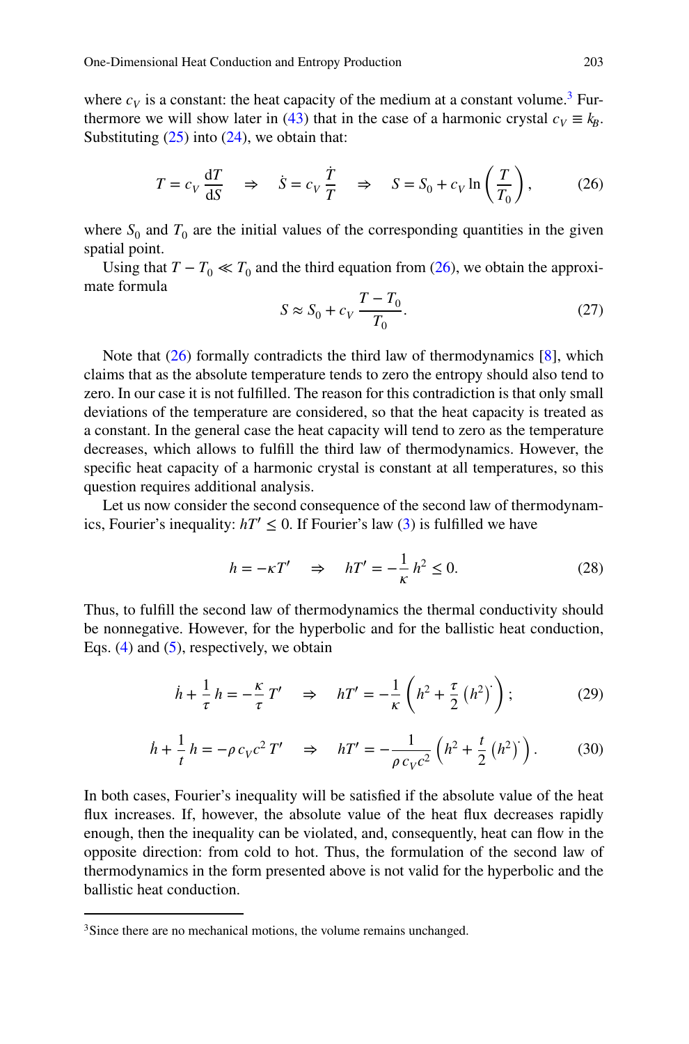where $c_V$ is a constant: the heat capacity of the medium at a constant volume.[3] Furthermore we will show later in (43) that in the case of a harmonic crystal $c_V \equiv k_B$. Substituting (25) into (24), we obtain that:

$$T = c_V \frac{\mathrm{d}T}{\mathrm{d}S} \quad \Rightarrow \quad \dot{S} = c_V \frac{\dot{T}}{T} \quad \Rightarrow \quad S = S_0 + c_V \ln\left(\frac{T}{T_0}\right), \tag{26}$$

where $S_0$ and $T_0$ are the initial values of the corresponding quantities in the given spatial point.

Using that $T - T_0 \ll T_0$ and the third equation from (26), we obtain the approximate formula

$$S \approx S_0 + c_V \frac{T - T_0}{T_0}. \tag{27}$$

Note that (26) formally contradicts the third law of thermodynamics [8], which claims that as the absolute temperature tends to zero the entropy should also tend to zero. In our case it is not fulfilled. The reason for this contradiction is that only small deviations of the temperature are considered, so that the heat capacity is treated as a constant. In the general case the heat capacity will tend to zero as the temperature decreases, which allows to fulfill the third law of thermodynamics. However, the specific heat capacity of a harmonic crystal is constant at all temperatures, so this question requires additional analysis.

Let us now consider the second consequence of the second law of thermodynamics, Fourier's inequality: $hT' \leq 0$. If Fourier's law (3) is fulfilled we have

$$h = -\kappa T' \quad \Rightarrow \quad hT' = -\frac{1}{\kappa} h^2 \leq 0. \tag{28}$$

Thus, to fulfill the second law of thermodynamics the thermal conductivity should be nonnegative. However, for the hyperbolic and for the ballistic heat conduction, Eqs. (4) and (5), respectively, we obtain

$$\dot{h} + \frac{1}{\tau} h = -\frac{\kappa}{\tau} T' \quad \Rightarrow \quad hT' = -\frac{1}{\kappa}\left(h^2 + \frac{\tau}{2}\left(h^2\right)^{\boldsymbol{\cdot}}\right); \tag{29}$$

$$\dot{h} + \frac{1}{t} h = -\rho c_V c^2 T' \quad \Rightarrow \quad hT' = -\frac{1}{\rho c_V c^2}\left(h^2 + \frac{t}{2}\left(h^2\right)^{\boldsymbol{\cdot}}\right). \tag{30}$$

In both cases, Fourier's inequality will be satisfied if the absolute value of the heat flux increases. If, however, the absolute value of the heat flux decreases rapidly enough, then the inequality can be violated, and, consequently, heat can flow in the opposite direction: from cold to hot. Thus, the formulation of the second law of thermodynamics in the form presented above is not valid for the hyperbolic and the ballistic heat conduction.

---

[3] Since there are no mechanical motions, the volume remains unchanged.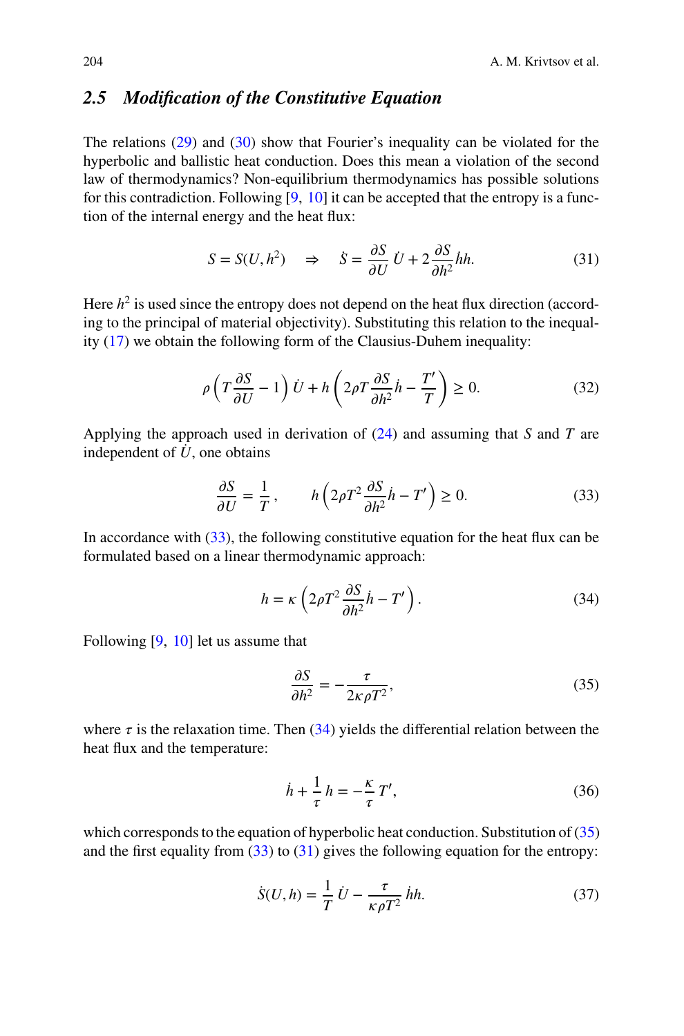### 2.5 Modification of the Constitutive Equation

The relations (29) and (30) show that Fourier's inequality can be violated for the hyperbolic and ballistic heat conduction. Does this mean a violation of the second law of thermodynamics? Non-equilibrium thermodynamics has possible solutions for this contradiction. Following [9, 10] it can be accepted that the entropy is a function of the internal energy and the heat flux:

$$S = S(U, h^2) \quad \Rightarrow \quad \dot{S} = \frac{\partial S}{\partial U}\,\dot{U} + 2\,\frac{\partial S}{\partial h^2}\,\dot{h}h. \tag{31}$$

Here $h^2$ is used since the entropy does not depend on the heat flux direction (according to the principal of material objectivity). Substituting this relation to the inequality (17) we obtain the following form of the Clausius-Duhem inequality:

$$\rho\left(T\frac{\partial S}{\partial U} - 1\right)\dot{U} + h\left(2\rho T\frac{\partial S}{\partial h^2}\dot{h} - \frac{T'}{T}\right) \geq 0. \tag{32}$$

Applying the approach used in derivation of (24) and assuming that $S$ and $T$ are independent of $\dot{U}$, one obtains

$$\frac{\partial S}{\partial U} = \frac{1}{T}\,, \qquad h\left(2\rho T^2\frac{\partial S}{\partial h^2}\dot{h} - T'\right) \geq 0. \tag{33}$$

In accordance with (33), the following constitutive equation for the heat flux can be formulated based on a linear thermodynamic approach:

$$h = \kappa\left(2\rho T^2\frac{\partial S}{\partial h^2}\dot{h} - T'\right). \tag{34}$$

Following [9, 10] let us assume that

$$\frac{\partial S}{\partial h^2} = -\frac{\tau}{2\kappa\rho T^2}, \tag{35}$$

where $\tau$ is the relaxation time. Then (34) yields the differential relation between the heat flux and the temperature:

$$\dot{h} + \frac{1}{\tau}\,h = -\frac{\kappa}{\tau}\,T', \tag{36}$$

which corresponds to the equation of hyperbolic heat conduction. Substitution of (35) and the first equality from (33) to (31) gives the following equation for the entropy:

$$\dot{S}(U, h) = \frac{1}{T}\,\dot{U} - \frac{\tau}{\kappa\rho T^2}\,\dot{h}h. \tag{37}$$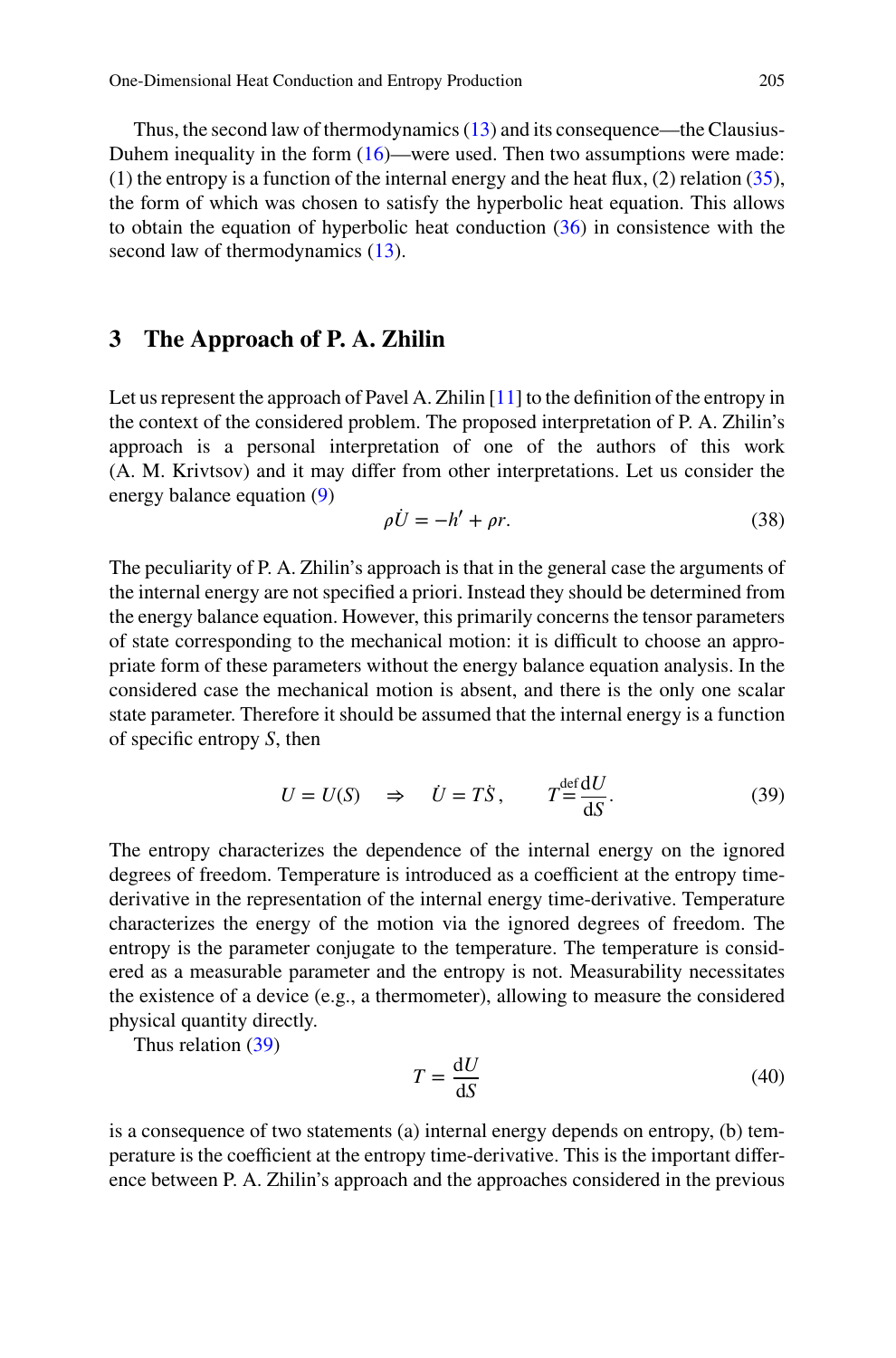Thus, the second law of thermodynamics (13) and its consequence—the Clausius-Duhem inequality in the form (16)—were used. Then two assumptions were made: (1) the entropy is a function of the internal energy and the heat flux, (2) relation (35), the form of which was chosen to satisfy the hyperbolic heat equation. This allows to obtain the equation of hyperbolic heat conduction (36) in consistence with the second law of thermodynamics (13).

## 3 The Approach of P. A. Zhilin

Let us represent the approach of Pavel A. Zhilin [11] to the definition of the entropy in the context of the considered problem. The proposed interpretation of P. A. Zhilin's approach is a personal interpretation of one of the authors of this work (A. M. Krivtsov) and it may differ from other interpretations. Let us consider the energy balance equation (9)

$$\rho \dot{U} = -h' + \rho r. \tag{38}$$

The peculiarity of P. A. Zhilin's approach is that in the general case the arguments of the internal energy are not specified a priori. Instead they should be determined from the energy balance equation. However, this primarily concerns the tensor parameters of state corresponding to the mechanical motion: it is difficult to choose an appropriate form of these parameters without the energy balance equation analysis. In the considered case the mechanical motion is absent, and there is the only one scalar state parameter. Therefore it should be assumed that the internal energy is a function of specific entropy $S$, then

$$U = U(S) \quad \Rightarrow \quad \dot{U} = T\dot{S}, \qquad T \overset{\text{def}}{=} \frac{\mathrm{d}U}{\mathrm{d}S}. \tag{39}$$

The entropy characterizes the dependence of the internal energy on the ignored degrees of freedom. Temperature is introduced as a coefficient at the entropy time-derivative in the representation of the internal energy time-derivative. Temperature characterizes the energy of the motion via the ignored degrees of freedom. The entropy is the parameter conjugate to the temperature. The temperature is considered as a measurable parameter and the entropy is not. Measurability necessitates the existence of a device (e.g., a thermometer), allowing to measure the considered physical quantity directly.

Thus relation (39)

$$T = \frac{\mathrm{d}U}{\mathrm{d}S} \tag{40}$$

is a consequence of two statements (a) internal energy depends on entropy, (b) temperature is the coefficient at the entropy time-derivative. This is the important difference between P. A. Zhilin's approach and the approaches considered in the previous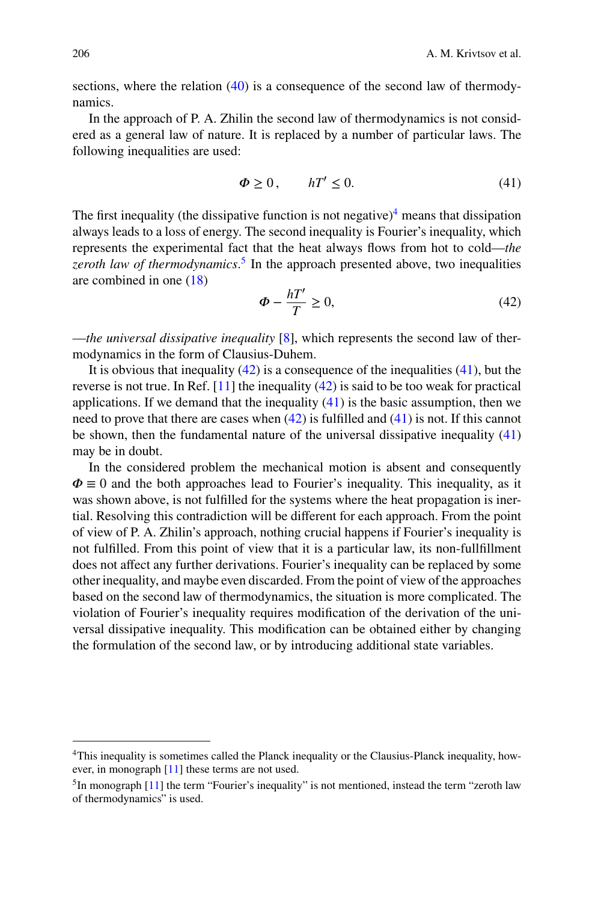sections, where the relation (40) is a consequence of the second law of thermodynamics.

In the approach of P. A. Zhilin the second law of thermodynamics is not considered as a general law of nature. It is replaced by a number of particular laws. The following inequalities are used:

$$\boldsymbol{\Phi} \geq 0\,, \qquad hT' \leq 0. \tag{41}$$

The first inequality (the dissipative function is not negative)[4] means that dissipation always leads to a loss of energy. The second inequality is Fourier's inequality, which represents the experimental fact that the heat always flows from hot to cold—*the zeroth law of thermodynamics*.[5] In the approach presented above, two inequalities are combined in one (18)

$$\boldsymbol{\Phi} - \frac{hT'}{T} \geq 0, \tag{42}$$

—*the universal dissipative inequality* [8], which represents the second law of thermodynamics in the form of Clausius-Duhem.

It is obvious that inequality (42) is a consequence of the inequalities (41), but the reverse is not true. In Ref. [11] the inequality (42) is said to be too weak for practical applications. If we demand that the inequality (41) is the basic assumption, then we need to prove that there are cases when (42) is fulfilled and (41) is not. If this cannot be shown, then the fundamental nature of the universal dissipative inequality (41) may be in doubt.

In the considered problem the mechanical motion is absent and consequently $\boldsymbol{\Phi} \equiv 0$ and the both approaches lead to Fourier's inequality. This inequality, as it was shown above, is not fulfilled for the systems where the heat propagation is inertial. Resolving this contradiction will be different for each approach. From the point of view of P. A. Zhilin's approach, nothing crucial happens if Fourier's inequality is not fulfilled. From this point of view that it is a particular law, its non-fullfillment does not affect any further derivations. Fourier's inequality can be replaced by some other inequality, and maybe even discarded. From the point of view of the approaches based on the second law of thermodynamics, the situation is more complicated. The violation of Fourier's inequality requires modification of the derivation of the universal dissipative inequality. This modification can be obtained either by changing the formulation of the second law, or by introducing additional state variables.

---

[4]This inequality is sometimes called the Planck inequality or the Clausius-Planck inequality, however, in monograph [11] these terms are not used.

[5]In monograph [11] the term "Fourier's inequality" is not mentioned, instead the term "zeroth law of thermodynamics" is used.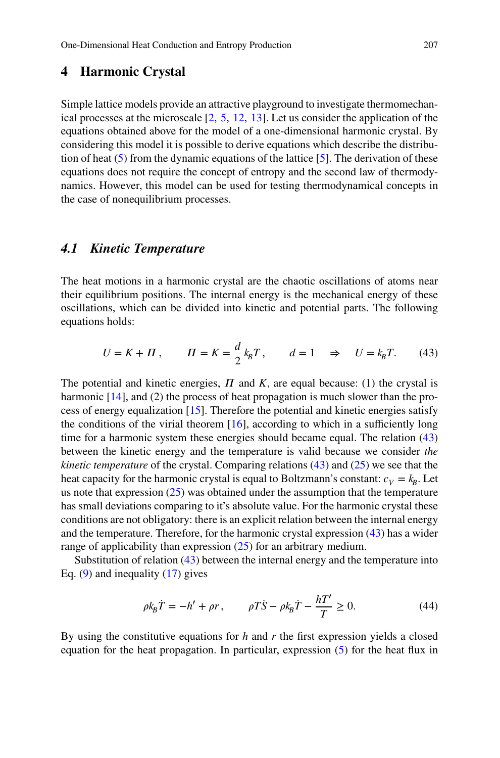## 4 Harmonic Crystal

Simple lattice models provide an attractive playground to investigate thermomechanical processes at the microscale [2, 5, 12, 13]. Let us consider the application of the equations obtained above for the model of a one-dimensional harmonic crystal. By considering this model it is possible to derive equations which describe the distribution of heat (5) from the dynamic equations of the lattice [5]. The derivation of these equations does not require the concept of entropy and the second law of thermodynamics. However, this model can be used for testing thermodynamical concepts in the case of nonequilibrium processes.

### 4.1 Kinetic Temperature

The heat motions in a harmonic crystal are the chaotic oscillations of atoms near their equilibrium positions. The internal energy is the mechanical energy of these oscillations, which can be divided into kinetic and potential parts. The following equations holds:

$$U = K + \Pi\,, \qquad \Pi = K = \frac{d}{2}\,k_B T\,, \qquad d = 1 \quad \Rightarrow \quad U = k_B T. \tag{43}$$

The potential and kinetic energies, $\Pi$ and $K$, are equal because: (1) the crystal is harmonic [14], and (2) the process of heat propagation is much slower than the process of energy equalization [15]. Therefore the potential and kinetic energies satisfy the conditions of the virial theorem [16], according to which in a sufficiently long time for a harmonic system these energies should became equal. The relation (43) between the kinetic energy and the temperature is valid because we consider *the kinetic temperature* of the crystal. Comparing relations (43) and (25) we see that the heat capacity for the harmonic crystal is equal to Boltzmann's constant: $c_V = k_B$. Let us note that expression (25) was obtained under the assumption that the temperature has small deviations comparing to it's absolute value. For the harmonic crystal these conditions are not obligatory: there is an explicit relation between the internal energy and the temperature. Therefore, for the harmonic crystal expression (43) has a wider range of applicability than expression (25) for an arbitrary medium.

Substitution of relation (43) between the internal energy and the temperature into Eq. (9) and inequality (17) gives

$$\rho k_B \dot{T} = -h' + \rho r\,, \qquad \rho T\dot{S} - \rho k_B \dot{T} - \frac{hT'}{T} \geq 0. \tag{44}$$

By using the constitutive equations for $h$ and $r$ the first expression yields a closed equation for the heat propagation. In particular, expression (5) for the heat flux in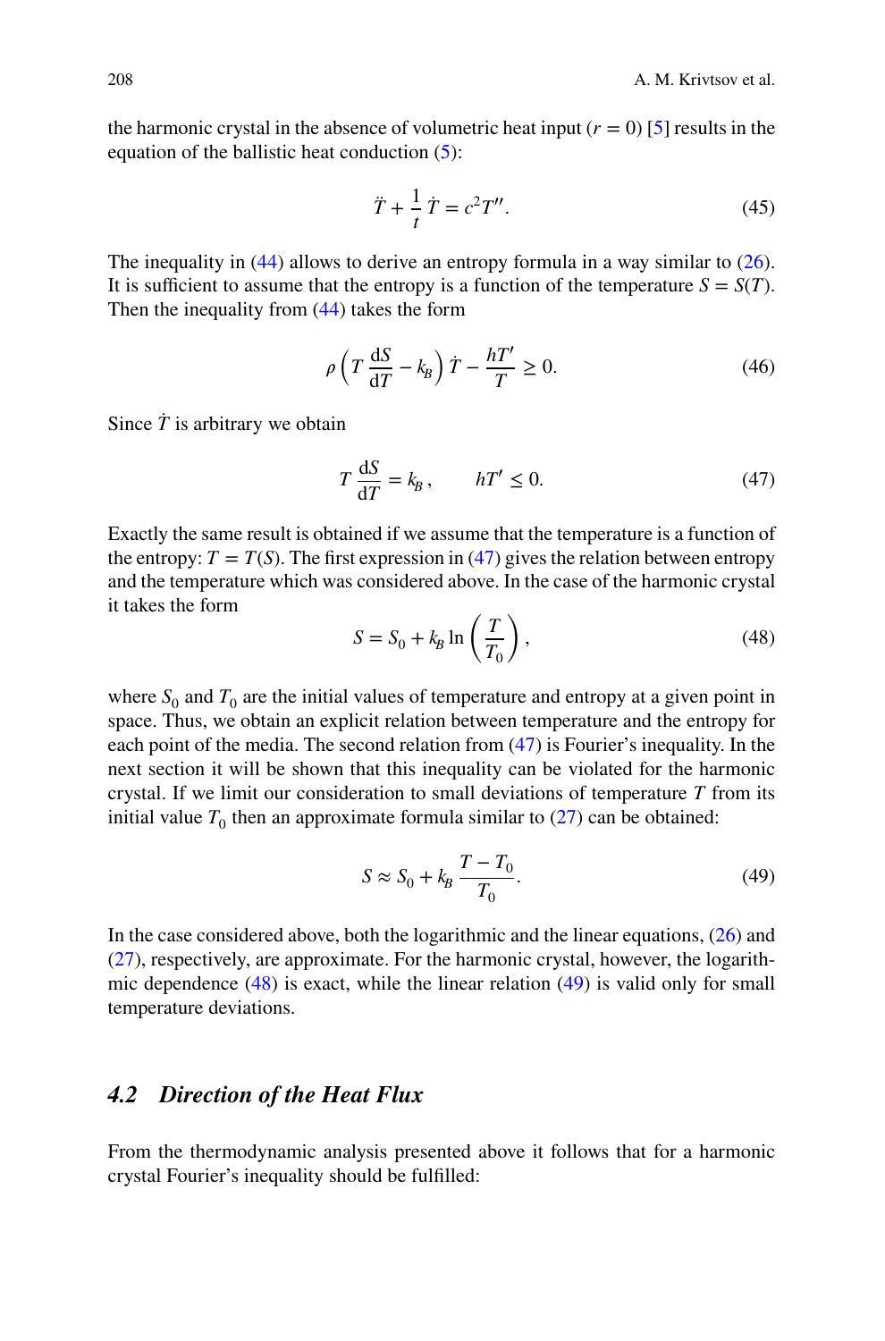the harmonic crystal in the absence of volumetric heat input ($r = 0$) [5] results in the equation of the ballistic heat conduction (5):

$$\ddot{T} + \frac{1}{t}\dot{T} = c^2 T''. \tag{45}$$

The inequality in (44) allows to derive an entropy formula in a way similar to (26). It is sufficient to assume that the entropy is a function of the temperature $S = S(T)$. Then the inequality from (44) takes the form

$$\rho\left(T\,\frac{\mathrm{d}S}{\mathrm{d}T} - k_B\right)\dot{T} - \frac{hT'}{T} \geq 0. \tag{46}$$

Since $\dot{T}$ is arbitrary we obtain

$$T\,\frac{\mathrm{d}S}{\mathrm{d}T} = k_B\,, \qquad hT' \leq 0. \tag{47}$$

Exactly the same result is obtained if we assume that the temperature is a function of the entropy: $T = T(S)$. The first expression in (47) gives the relation between entropy and the temperature which was considered above. In the case of the harmonic crystal it takes the form

$$S = S_0 + k_B \ln\left(\frac{T}{T_0}\right), \tag{48}$$

where $S_0$ and $T_0$ are the initial values of temperature and entropy at a given point in space. Thus, we obtain an explicit relation between temperature and the entropy for each point of the media. The second relation from (47) is Fourier's inequality. In the next section it will be shown that this inequality can be violated for the harmonic crystal. If we limit our consideration to small deviations of temperature $T$ from its initial value $T_0$ then an approximate formula similar to (27) can be obtained:

$$S \approx S_0 + k_B\,\frac{T - T_0}{T_0}. \tag{49}$$

In the case considered above, both the logarithmic and the linear equations, (26) and (27), respectively, are approximate. For the harmonic crystal, however, the logarithmic dependence (48) is exact, while the linear relation (49) is valid only for small temperature deviations.

## 4.2 Direction of the Heat Flux

From the thermodynamic analysis presented above it follows that for a harmonic crystal Fourier's inequality should be fulfilled: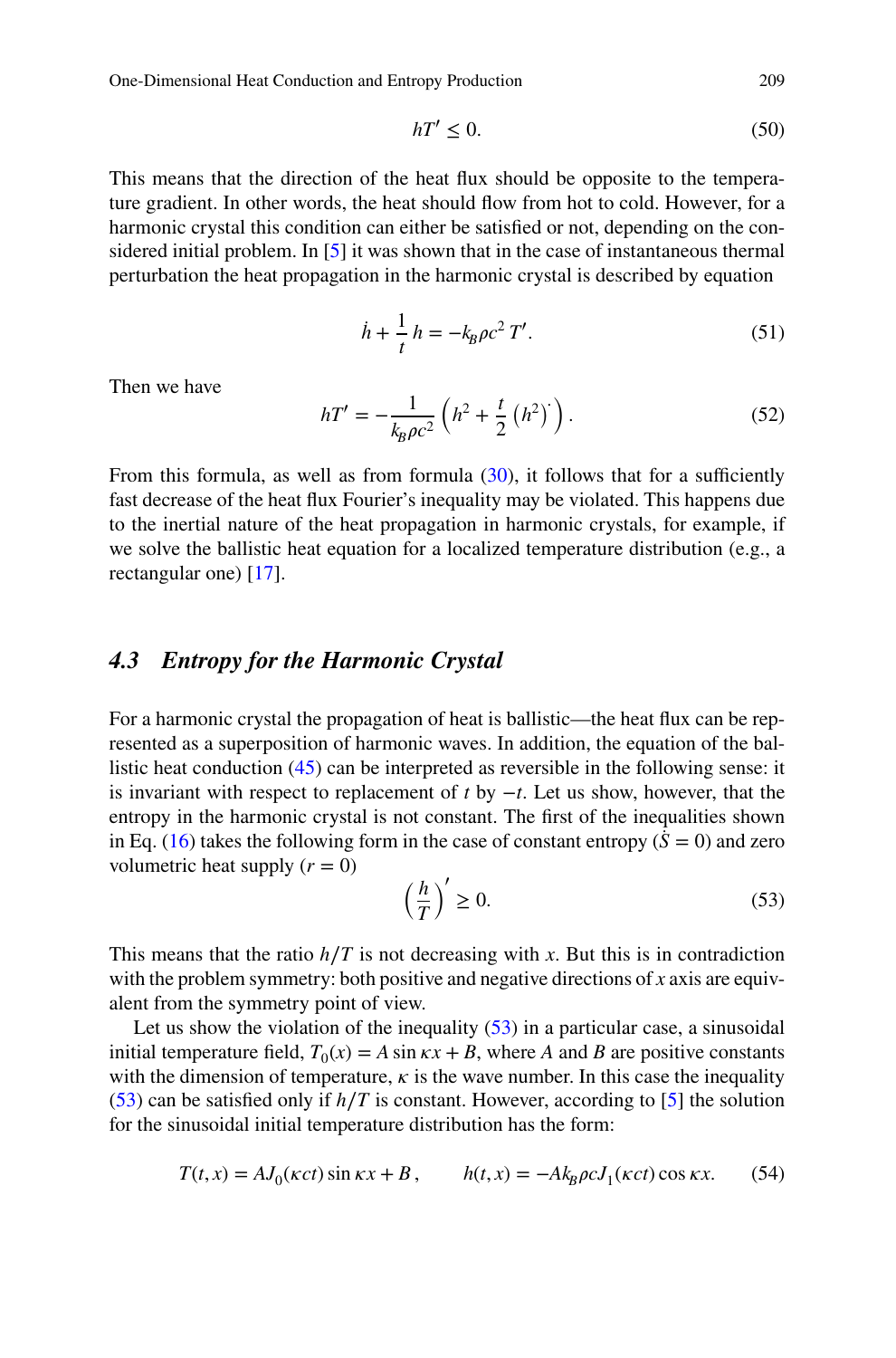$$hT' \leq 0. \tag{50}$$

This means that the direction of the heat flux should be opposite to the temperature gradient. In other words, the heat should flow from hot to cold. However, for a harmonic crystal this condition can either be satisfied or not, depending on the considered initial problem. In [5] it was shown that in the case of instantaneous thermal perturbation the heat propagation in the harmonic crystal is described by equation

$$\dot{h} + \frac{1}{t}\,h = -k_B \rho c^2\, T'. \tag{51}$$

Then we have

$$hT' = -\frac{1}{k_B \rho c^2}\left(h^2 + \frac{t}{2}\left(h^2\right)^{\dot{}}\right). \tag{52}$$

From this formula, as well as from formula (30), it follows that for a sufficiently fast decrease of the heat flux Fourier's inequality may be violated. This happens due to the inertial nature of the heat propagation in harmonic crystals, for example, if we solve the ballistic heat equation for a localized temperature distribution (e.g., a rectangular one) [17].

### *4.3 Entropy for the Harmonic Crystal*

For a harmonic crystal the propagation of heat is ballistic—the heat flux can be represented as a superposition of harmonic waves. In addition, the equation of the ballistic heat conduction (45) can be interpreted as reversible in the following sense: it is invariant with respect to replacement of $t$ by $-t$. Let us show, however, that the entropy in the harmonic crystal is not constant. The first of the inequalities shown in Eq. (16) takes the following form in the case of constant entropy ($\dot{S} = 0$) and zero volumetric heat supply ($r = 0$)

$$\left(\frac{h}{T}\right)' \geq 0. \tag{53}$$

This means that the ratio $h/T$ is not decreasing with $x$. But this is in contradiction with the problem symmetry: both positive and negative directions of $x$ axis are equivalent from the symmetry point of view.

Let us show the violation of the inequality (53) in a particular case, a sinusoidal initial temperature field, $T_0(x) = A \sin \kappa x + B$, where $A$ and $B$ are positive constants with the dimension of temperature, $\kappa$ is the wave number. In this case the inequality (53) can be satisfied only if $h/T$ is constant. However, according to [5] the solution for the sinusoidal initial temperature distribution has the form:

$$T(t,x) = A J_0(\kappa c t) \sin \kappa x + B\,, \qquad h(t,x) = -A k_B \rho c J_1(\kappa c t) \cos \kappa x. \tag{54}$$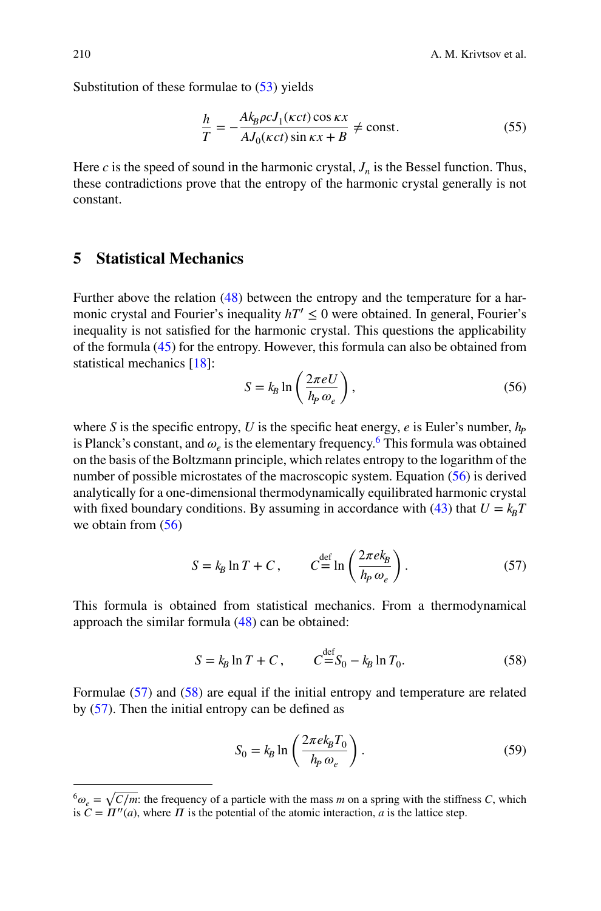Substitution of these formulae to (53) yields

$$\frac{h}{T} = -\frac{Ak_B \rho c J_1(\kappa ct)\cos\kappa x}{AJ_0(\kappa ct)\sin\kappa x + B} \neq \text{const}. \tag{55}$$

Here $c$ is the speed of sound in the harmonic crystal, $J_n$ is the Bessel function. Thus, these contradictions prove that the entropy of the harmonic crystal generally is not constant.

## 5 Statistical Mechanics

Further above the relation (48) between the entropy and the temperature for a harmonic crystal and Fourier's inequality $hT' \leq 0$ were obtained. In general, Fourier's inequality is not satisfied for the harmonic crystal. This questions the applicability of the formula (45) for the entropy. However, this formula can also be obtained from statistical mechanics [18]:

$$S = k_B \ln\left(\frac{2\pi e U}{h_P\,\omega_e}\right), \tag{56}$$

where $S$ is the specific entropy, $U$ is the specific heat energy, $e$ is Euler's number, $h_P$ is Planck's constant, and $\omega_e$ is the elementary frequency.[6] This formula was obtained on the basis of the Boltzmann principle, which relates entropy to the logarithm of the number of possible microstates of the macroscopic system. Equation (56) is derived analytically for a one-dimensional thermodynamically equilibrated harmonic crystal with fixed boundary conditions. By assuming in accordance with (43) that $U = k_B T$ we obtain from (56)

$$S = k_B \ln T + C\,, \qquad C \overset{\text{def}}{=} \ln\left(\frac{2\pi e k_B}{h_P\,\omega_e}\right). \tag{57}$$

This formula is obtained from statistical mechanics. From a thermodynamical approach the similar formula (48) can be obtained:

$$S = k_B \ln T + C\,, \qquad C \overset{\text{def}}{=} S_0 - k_B \ln T_0. \tag{58}$$

Formulae (57) and (58) are equal if the initial entropy and temperature are related by (57). Then the initial entropy can be defined as

$$S_0 = k_B \ln\left(\frac{2\pi e k_B T_0}{h_P\,\omega_e}\right). \tag{59}$$

[6] $\omega_e = \sqrt{C/m}$: the frequency of a particle with the mass $m$ on a spring with the stiffness $C$, which is $C = \Pi''(a)$, where $\Pi$ is the potential of the atomic interaction, $a$ is the lattice step.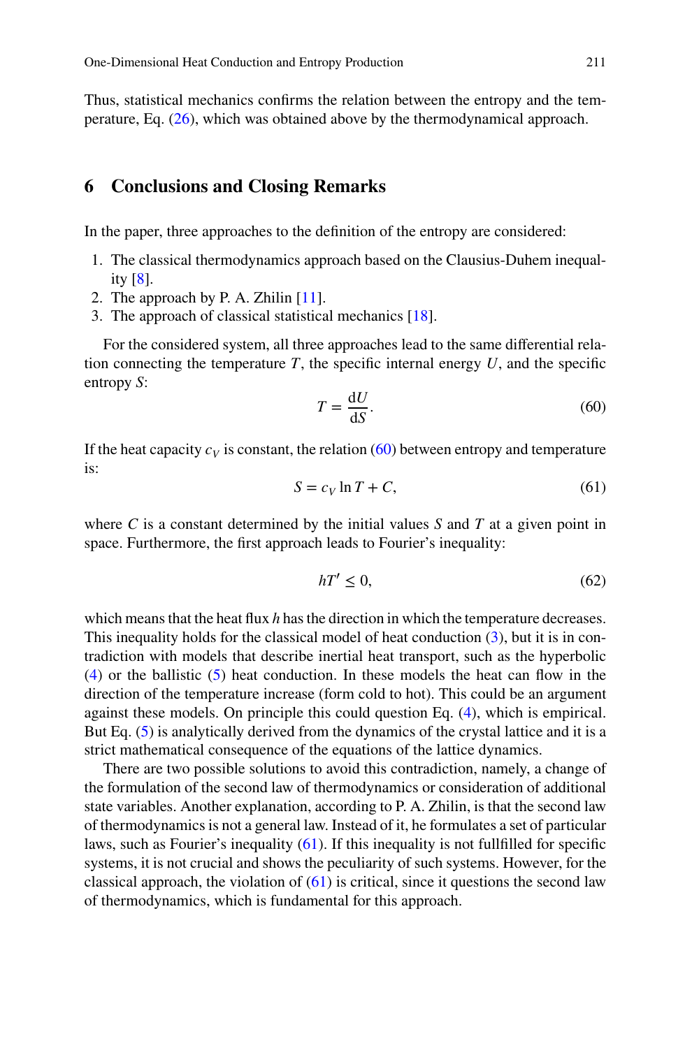Thus, statistical mechanics confirms the relation between the entropy and the temperature, Eq. (26), which was obtained above by the thermodynamical approach.

## 6 Conclusions and Closing Remarks

In the paper, three approaches to the definition of the entropy are considered:

1. The classical thermodynamics approach based on the Clausius-Duhem inequality [8].
2. The approach by P. A. Zhilin [11].
3. The approach of classical statistical mechanics [18].

For the considered system, all three approaches lead to the same differential relation connecting the temperature $T$, the specific internal energy $U$, and the specific entropy $S$:

$$T = \frac{\mathrm{d}U}{\mathrm{d}S}. \tag{60}$$

If the heat capacity $c_V$ is constant, the relation (60) between entropy and temperature is:

$$S = c_V \ln T + C, \tag{61}$$

where $C$ is a constant determined by the initial values $S$ and $T$ at a given point in space. Furthermore, the first approach leads to Fourier's inequality:

$$hT' \leq 0, \tag{62}$$

which means that the heat flux $h$ has the direction in which the temperature decreases. This inequality holds for the classical model of heat conduction (3), but it is in contradiction with models that describe inertial heat transport, such as the hyperbolic (4) or the ballistic (5) heat conduction. In these models the heat can flow in the direction of the temperature increase (form cold to hot). This could be an argument against these models. On principle this could question Eq. (4), which is empirical. But Eq. (5) is analytically derived from the dynamics of the crystal lattice and it is a strict mathematical consequence of the equations of the lattice dynamics.

There are two possible solutions to avoid this contradiction, namely, a change of the formulation of the second law of thermodynamics or consideration of additional state variables. Another explanation, according to P. A. Zhilin, is that the second law of thermodynamics is not a general law. Instead of it, he formulates a set of particular laws, such as Fourier's inequality (61). If this inequality is not fullfilled for specific systems, it is not crucial and shows the peculiarity of such systems. However, for the classical approach, the violation of (61) is critical, since it questions the second law of thermodynamics, which is fundamental for this approach.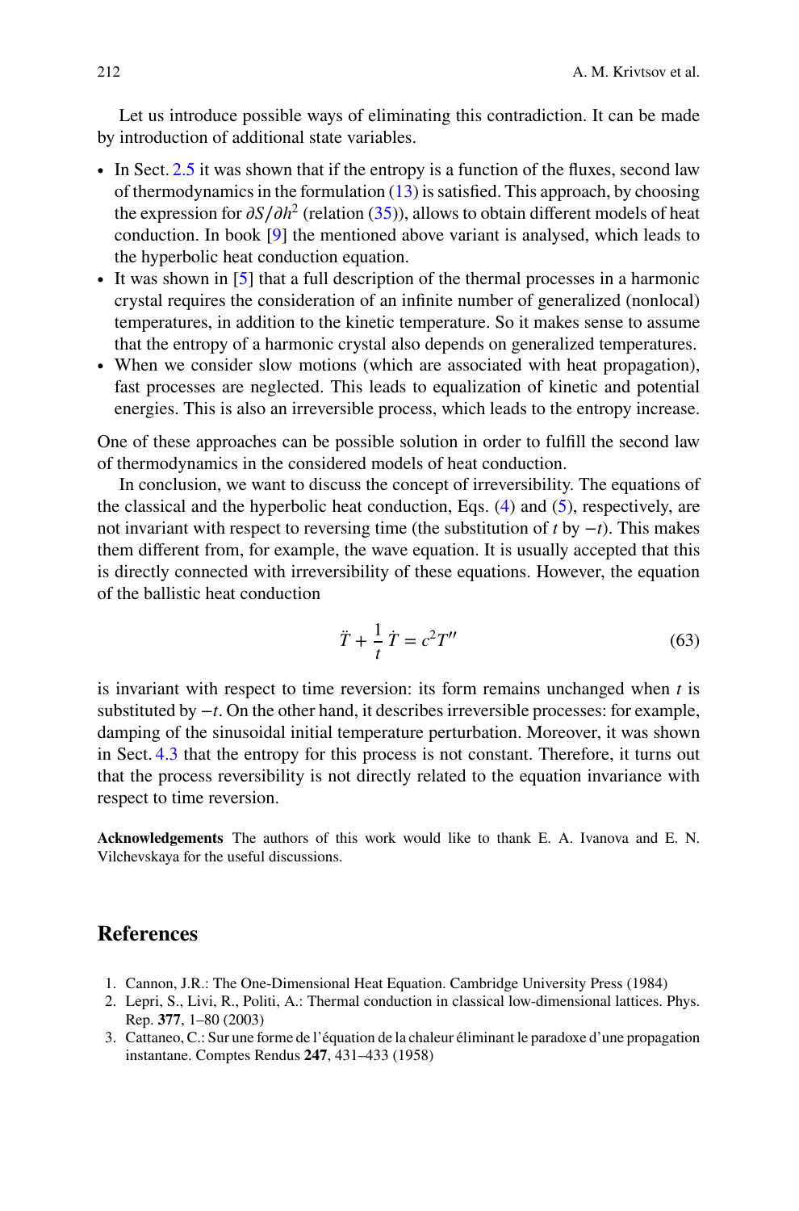Let us introduce possible ways of eliminating this contradiction. It can be made by introduction of additional state variables.

- In Sect. 2.5 it was shown that if the entropy is a function of the fluxes, second law of thermodynamics in the formulation (13) is satisfied. This approach, by choosing the expression for $\partial S/\partial h^2$ (relation (35)), allows to obtain different models of heat conduction. In book [9] the mentioned above variant is analysed, which leads to the hyperbolic heat conduction equation.
- It was shown in [5] that a full description of the thermal processes in a harmonic crystal requires the consideration of an infinite number of generalized (nonlocal) temperatures, in addition to the kinetic temperature. So it makes sense to assume that the entropy of a harmonic crystal also depends on generalized temperatures.
- When we consider slow motions (which are associated with heat propagation), fast processes are neglected. This leads to equalization of kinetic and potential energies. This is also an irreversible process, which leads to the entropy increase.

One of these approaches can be possible solution in order to fulfill the second law of thermodynamics in the considered models of heat conduction.

In conclusion, we want to discuss the concept of irreversibility. The equations of the classical and the hyperbolic heat conduction, Eqs. (4) and (5), respectively, are not invariant with respect to reversing time (the substitution of $t$ by $-t$). This makes them different from, for example, the wave equation. It is usually accepted that this is directly connected with irreversibility of these equations. However, the equation of the ballistic heat conduction

$$\ddot{T} + \frac{1}{t}\,\dot{T} = c^2 T'' \tag{63}$$

is invariant with respect to time reversion: its form remains unchanged when $t$ is substituted by $-t$. On the other hand, it describes irreversible processes: for example, damping of the sinusoidal initial temperature perturbation. Moreover, it was shown in Sect. 4.3 that the entropy for this process is not constant. Therefore, it turns out that the process reversibility is not directly related to the equation invariance with respect to time reversion.

**Acknowledgements** The authors of this work would like to thank E. A. Ivanova and E. N. Vilchevskaya for the useful discussions.

## References

1. Cannon, J.R.: The One-Dimensional Heat Equation. Cambridge University Press (1984)
2. Lepri, S., Livi, R., Politi, A.: Thermal conduction in classical low-dimensional lattices. Phys. Rep. **377**, 1–80 (2003)
3. Cattaneo, C.: Sur une forme de l'équation de la chaleur éliminant le paradoxe d'une propagation instantanée. Comptes Rendus **247**, 431–433 (1958)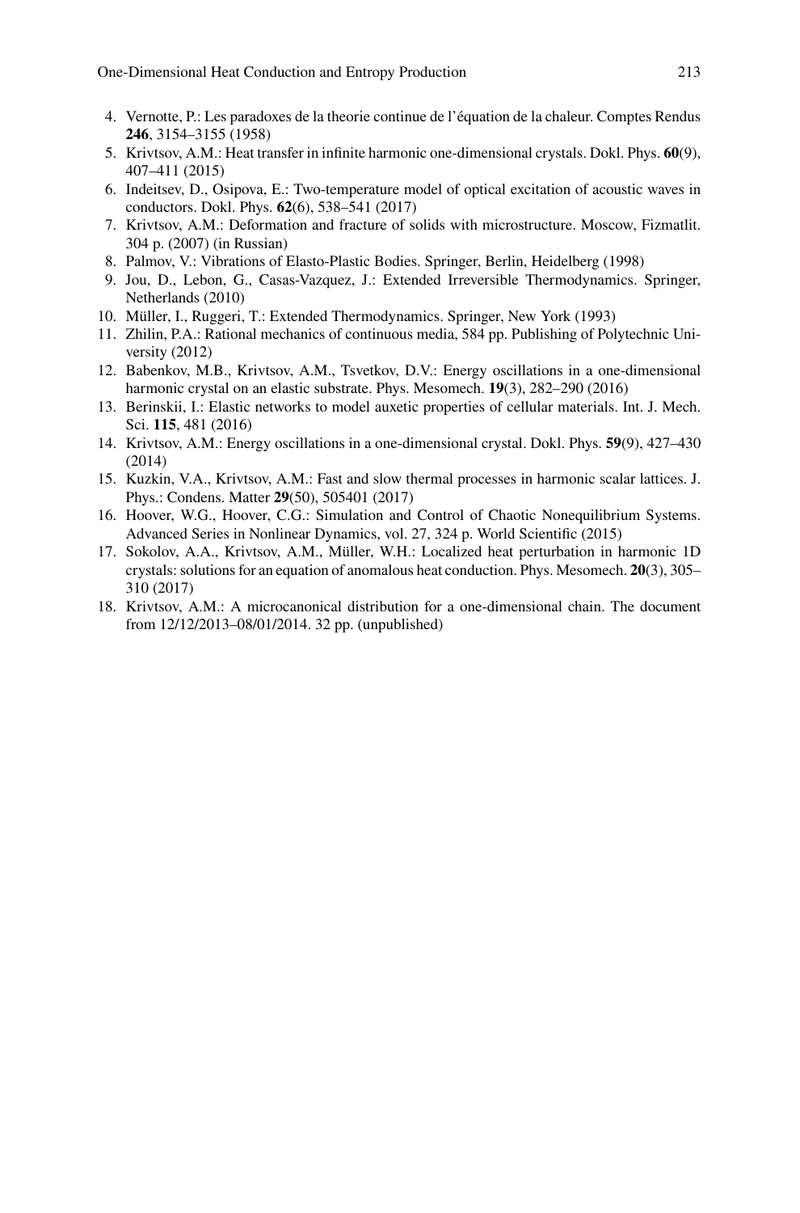4. Vernotte, P.: Les paradoxes de la theorie continue de l'équation de la chaleur. Comptes Rendus **246**, 3154–3155 (1958)
5. Krivtsov, A.M.: Heat transfer in infinite harmonic one-dimensional crystals. Dokl. Phys. **60**(9), 407–411 (2015)
6. Indeitsev, D., Osipova, E.: Two-temperature model of optical excitation of acoustic waves in conductors. Dokl. Phys. **62**(6), 538–541 (2017)
7. Krivtsov, A.M.: Deformation and fracture of solids with microstructure. Moscow, Fizmatlit. 304 p. (2007) (in Russian)
8. Palmov, V.: Vibrations of Elasto-Plastic Bodies. Springer, Berlin, Heidelberg (1998)
9. Jou, D., Lebon, G., Casas-Vazquez, J.: Extended Irreversible Thermodynamics. Springer, Netherlands (2010)
10. Müller, I., Ruggeri, T.: Extended Thermodynamics. Springer, New York (1993)
11. Zhilin, P.A.: Rational mechanics of continuous media, 584 pp. Publishing of Polytechnic University (2012)
12. Babenkov, M.B., Krivtsov, A.M., Tsvetkov, D.V.: Energy oscillations in a one-dimensional harmonic crystal on an elastic substrate. Phys. Mesomech. **19**(3), 282–290 (2016)
13. Berinskii, I.: Elastic networks to model auxetic properties of cellular materials. Int. J. Mech. Sci. **115**, 481 (2016)
14. Krivtsov, A.M.: Energy oscillations in a one-dimensional crystal. Dokl. Phys. **59**(9), 427–430 (2014)
15. Kuzkin, V.A., Krivtsov, A.M.: Fast and slow thermal processes in harmonic scalar lattices. J. Phys.: Condens. Matter **29**(50), 505401 (2017)
16. Hoover, W.G., Hoover, C.G.: Simulation and Control of Chaotic Nonequilibrium Systems. Advanced Series in Nonlinear Dynamics, vol. 27, 324 p. World Scientific (2015)
17. Sokolov, A.A., Krivtsov, A.M., Müller, W.H.: Localized heat perturbation in harmonic 1D crystals: solutions for an equation of anomalous heat conduction. Phys. Mesomech. **20**(3), 305–310 (2017)
18. Krivtsov, A.M.: A microcanonical distribution for a one-dimensional chain. The document from 12/12/2013–08/01/2014. 32 pp. (unpublished)